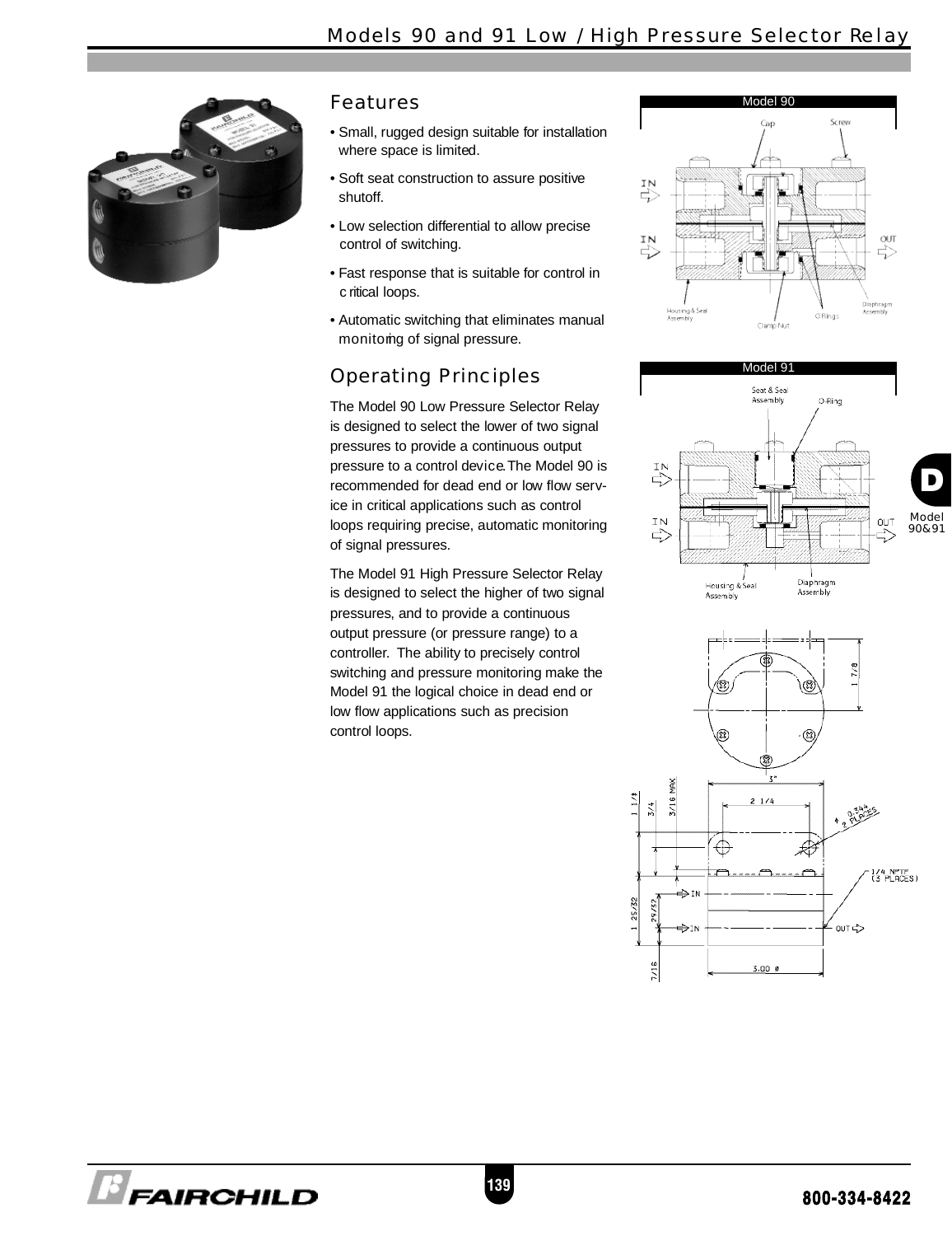# Models 90 and 91 Low / High Pressure Selector Relay

## Features

- Small, rugged design suitable for installation where space is limited.
- Soft seat construction to assure positive shutoff.
- Low selection differential to allow precise control of switching.
- Fast response that is suitable for control in critical loops.
- Automatic switching that eliminates manual monitoring of signal pressure.

## Operating Principles

The Model 90 Low Pressure Selector Relay is designed to select the lower of two signal pressures to provide a continuous output pressure to a control device. The Model 90 is recommended for dead end or low flow service in critical applications such as control loops requiring precise, automatic monitoring of signal pressures.

The Model 91 High Pressure Selector Relay is designed to select the higher of two signal pressures, and to provide a continuous output pressure (or pressure range) to a controller. The ability to precisely control switching and pressure monitoring make the Model 91 the logical choice in dead end or low flow applications such as precision control loops.

Model 90

Cap, Screw, IN, IN, OUT, Housing & Seal Assembly, Clamp Nut, O-Rings, Diaphragm Assembly

Model 91

Seat & Seal Assembly, O-Ring, IN, IN, OUT, Housing & Seal Assembly, Diaphragm Assembly

1 7/8, 3", 2 1/4, ⌀ 0.344 2 PLACES, 1 1/4, 3/4, 3/16 MAX, 1/4 NPTF (3 PLACES), IN, IN, OUT, 1 25/32, 29/32, 7/16, 3.00 ⌀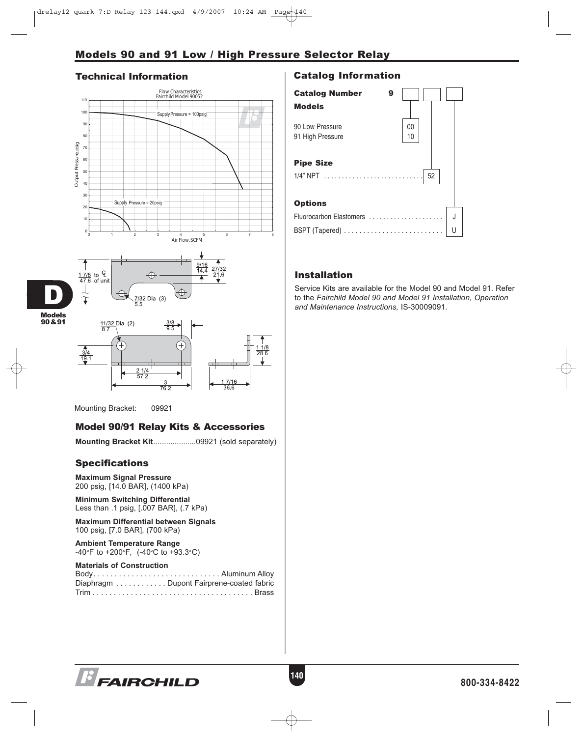## Models 90 and 91 Low / High Pressure Selector Relay

### Technical Information

Flow Characteristics
Fairchild Model 90052

Supply Pressure = 100psig

Supply Pressure = 20psig

Output Pressure, psig

0
10
20
30
40
50
60
70
80
90
100
110

Air Flow, SCFM

0 1 2 3 4 5 6 7 8

1 7/8 to ℄ of unit
47.6

9/16
14.4

27/32
21.6

7/32 Dia. (3)
5.5

11/32 Dia. (2)
8.7

3/8
9.5

3/4
19.1

1 1/8
28.6

2 1/4
57.2

3
76.2

1 7/16
36.6

Mounting Bracket: 09921

### Model 90/91 Relay Kits & Accessories

**Mounting Bracket Kit**....................09921 (sold separately)

### Specifications

**Maximum Signal Pressure**
200 psig, [14.0 BAR], (1400 kPa)

**Minimum Switching Differential**
Less than .1 psig, [.007 BAR], (.7 kPa)

**Maximum Differential between Signals**
100 psig, [7.0 BAR], (700 kPa)

**Ambient Temperature Range**
-40°F to +200°F, (-40°C to +93.3°C)

**Materials of Construction**

Body.............................. Aluminum Alloy
Diaphragm ............ Dupont Fairprene-coated fabric
Trim...................................... Brass

### Catalog Information

**Catalog Number** 9

**Models**

| | |
|---|---|
| 90 Low Pressure | 00 |
| 91 High Pressure | 10 |

**Pipe Size**

| | |
|---|---|
| 1/4" NPT | 52 |

**Options**

| | |
|---|---|
| Fluorocarbon Elastomers | J |
| BSPT (Tapered) | U |

### Installation

Service Kits are available for the Model 90 and Model 91. Refer to the *Fairchild Model 90 and Model 91 Installation, Operation and Maintenance Instructions,* IS-30009091.